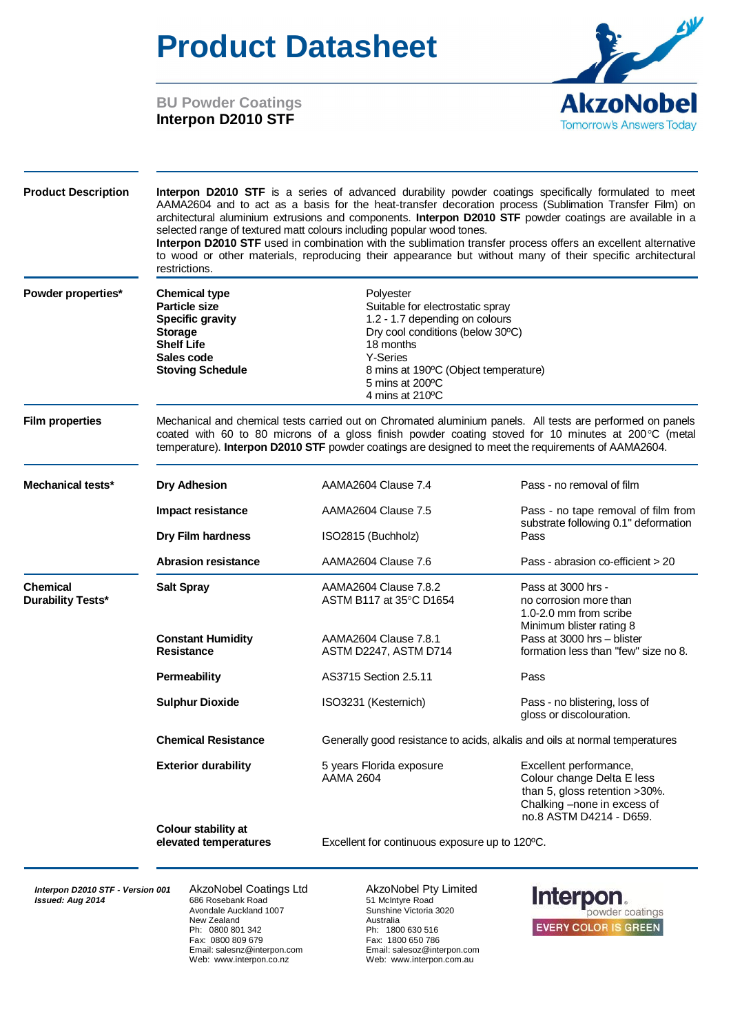# Product Datasheet

**BU Powder Coatings**
**Interpon D2010 STF**

AkzoNobel
Tomorrow's Answers Today

## Product Description

**Interpon D2010 STF** is a series of advanced durability powder coatings specifically formulated to meet AAMA2604 and to act as a basis for the heat-transfer decoration process (Sublimation Transfer Film) on architectural aluminium extrusions and components. **Interpon D2010 STF** powder coatings are available in a selected range of textured matt colours including popular wood tones.
**Interpon D2010 STF** used in combination with the sublimation transfer process offers an excellent alternative to wood or other materials, reproducing their appearance but without many of their specific architectural restrictions.

## Powder properties*

| Property | Value |
|---|---|
| **Chemical type** | Polyester |
| **Particle size** | Suitable for electrostatic spray |
| **Specific gravity** | 1.2 - 1.7 depending on colours |
| **Storage** | Dry cool conditions (below 30ºC) |
| **Shelf Life** | 18 months |
| **Sales code** | Y-Series |
| **Stoving Schedule** | 8 mins at 190ºC (Object temperature)<br>5 mins at 200ºC<br>4 mins at 210ºC |

## Film properties

Mechanical and chemical tests carried out on Chromated aluminium panels. All tests are performed on panels coated with 60 to 80 microns of a gloss finish powder coating stoved for 10 minutes at 200°C (metal temperature). **Interpon D2010 STF** powder coatings are designed to meet the requirements of AAMA2604.

## Mechanical tests*

| Test | Standard | Result |
|---|---|---|
| **Dry Adhesion** | AAMA2604 Clause 7.4 | Pass - no removal of film |
| **Impact resistance** | AAMA2604 Clause 7.5 | Pass - no tape removal of film from substrate following 0.1" deformation |
| **Dry Film hardness** | ISO2815 (Buchholz) | Pass |
| **Abrasion resistance** | AAMA2604 Clause 7.6 | Pass - abrasion co-efficient > 20 |

## Chemical Durability Tests*

| Test | Standard | Result |
|---|---|---|
| **Salt Spray** | AAMA2604 Clause 7.8.2<br>ASTM B117 at 35°C D1654 | Pass at 3000 hrs -<br>no corrosion more than 1.0-2.0 mm from scribe<br>Minimum blister rating 8 |
| **Constant Humidity Resistance** | AAMA2604 Clause 7.8.1<br>ASTM D2247, ASTM D714 | Pass at 3000 hrs – blister formation less than "few" size no 8. |
| **Permeability** | AS3715 Section 2.5.11 | Pass |
| **Sulphur Dioxide** | ISO3231 (Kesternich) | Pass - no blistering, loss of gloss or discolouration. |
| **Chemical Resistance** | Generally good resistance to acids, alkalis and oils at normal temperatures | |
| **Exterior durability** | 5 years Florida exposure<br>AAMA 2604 | Excellent performance, Colour change Delta E less than 5, gloss retention >30%. Chalking –none in excess of no.8 ASTM D4214 - D659. |
| **Colour stability at elevated temperatures** | Excellent for continuous exposure up to 120ºC. | |

*Interpon D2010 STF - Version 001*
*Issued: Aug 2014*

AkzoNobel Coatings Ltd
686 Rosebank Road
Avondale Auckland 1007
New Zealand
Ph: 0800 801 342
Fax: 0800 809 679
Email: salesnz@interpon.com
Web: www.interpon.co.nz

AkzoNobel Pty Limited
51 McIntyre Road
Sunshine Victoria 3020
Australia
Ph: 1800 630 516
Fax: 1800 650 786
Email: salesoz@interpon.com
Web: www.interpon.com.au

Interpon powder coatings
EVERY COLOR IS GREEN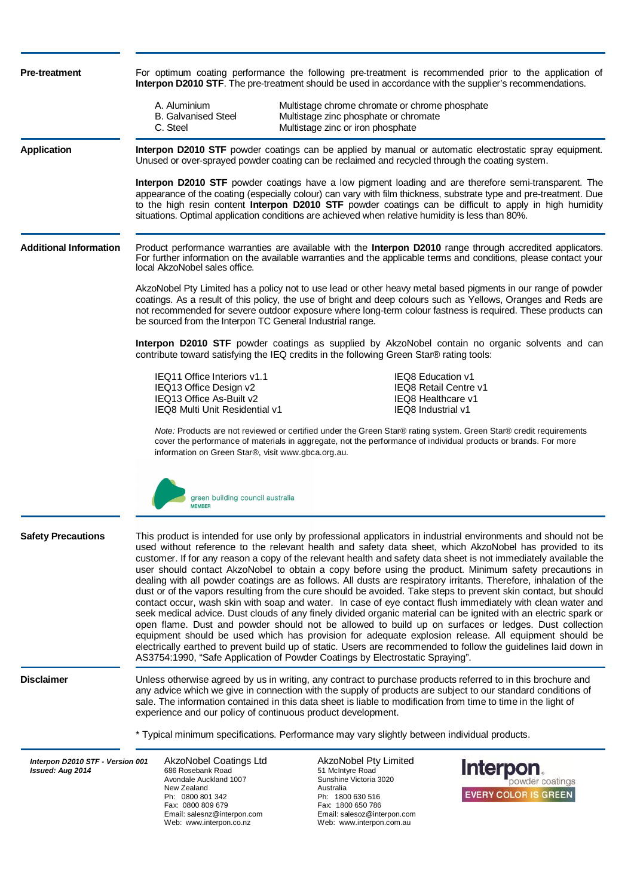## Pre-treatment

For optimum coating performance the following pre-treatment is recommended prior to the application of **Interpon D2010 STF**. The pre-treatment should be used in accordance with the supplier's recommendations.

| | |
|---|---|
| A. Aluminium | Multistage chrome chromate or chrome phosphate |
| B. Galvanised Steel | Multistage zinc phosphate or chromate |
| C. Steel | Multistage zinc or iron phosphate |

## Application

**Interpon D2010 STF** powder coatings can be applied by manual or automatic electrostatic spray equipment. Unused or over-sprayed powder coating can be reclaimed and recycled through the coating system.

**Interpon D2010 STF** powder coatings have a low pigment loading and are therefore semi-transparent. The appearance of the coating (especially colour) can vary with film thickness, substrate type and pre-treatment. Due to the high resin content **Interpon D2010 STF** powder coatings can be difficult to apply in high humidity situations. Optimal application conditions are achieved when relative humidity is less than 80%.

## Additional Information

Product performance warranties are available with the **Interpon D2010** range through accredited applicators. For further information on the available warranties and the applicable terms and conditions, please contact your local AkzoNobel sales office.

AkzoNobel Pty Limited has a policy not to use lead or other heavy metal based pigments in our range of powder coatings. As a result of this policy, the use of bright and deep colours such as Yellows, Oranges and Reds are not recommended for severe outdoor exposure where long-term colour fastness is required. These products can be sourced from the Interpon TC General Industrial range.

**Interpon D2010 STF** powder coatings as supplied by AkzoNobel contain no organic solvents and can contribute toward satisfying the IEQ credits in the following Green Star® rating tools:

- IEQ11 Office Interiors v1.1
- IEQ13 Office Design v2
- IEQ13 Office As-Built v2
- IEQ8 Multi Unit Residential v1
- IEQ8 Education v1
- IEQ8 Retail Centre v1
- IEQ8 Healthcare v1
- IEQ8 Industrial v1

*Note:* Products are not reviewed or certified under the Green Star® rating system. Green Star® credit requirements cover the performance of materials in aggregate, not the performance of individual products or brands. For more information on Green Star®, visit www.gbca.org.au.

green building council australia MEMBER

## Safety Precautions

This product is intended for use only by professional applicators in industrial environments and should not be used without reference to the relevant health and safety data sheet, which AkzoNobel has provided to its customer. If for any reason a copy of the relevant health and safety data sheet is not immediately available the user should contact AkzoNobel to obtain a copy before using the product. Minimum safety precautions in dealing with all powder coatings are as follows. All dusts are respiratory irritants. Therefore, inhalation of the dust or of the vapors resulting from the cure should be avoided. Take steps to prevent skin contact, but should contact occur, wash skin with soap and water. In case of eye contact flush immediately with clean water and seek medical advice. Dust clouds of any finely divided organic material can be ignited with an electric spark or open flame. Dust and powder should not be allowed to build up on surfaces or ledges. Dust collection equipment should be used which has provision for adequate explosion release. All equipment should be electrically earthed to prevent build up of static. Users are recommended to follow the guidelines laid down in AS3754:1990, "Safe Application of Powder Coatings by Electrostatic Spraying".

## Disclaimer

Unless otherwise agreed by us in writing, any contract to purchase products referred to in this brochure and any advice which we give in connection with the supply of products are subject to our standard conditions of sale. The information contained in this data sheet is liable to modification from time to time in the light of experience and our policy of continuous product development.

* Typical minimum specifications. Performance may vary slightly between individual products.

***Interpon D2010 STF - Version 001***
***Issued: Aug 2014***

AkzoNobel Coatings Ltd
686 Rosebank Road
Avondale Auckland 1007
New Zealand
Ph: 0800 801 342
Fax: 0800 809 679
Email: salesnz@interpon.com
Web: www.interpon.co.nz

AkzoNobel Pty Limited
51 McIntyre Road
Sunshine Victoria 3020
Australia
Ph: 1800 630 516
Fax: 1800 650 786
Email: salesoz@interpon.com
Web: www.interpon.com.au

Interpon powder coatings
EVERY COLOR IS GREEN